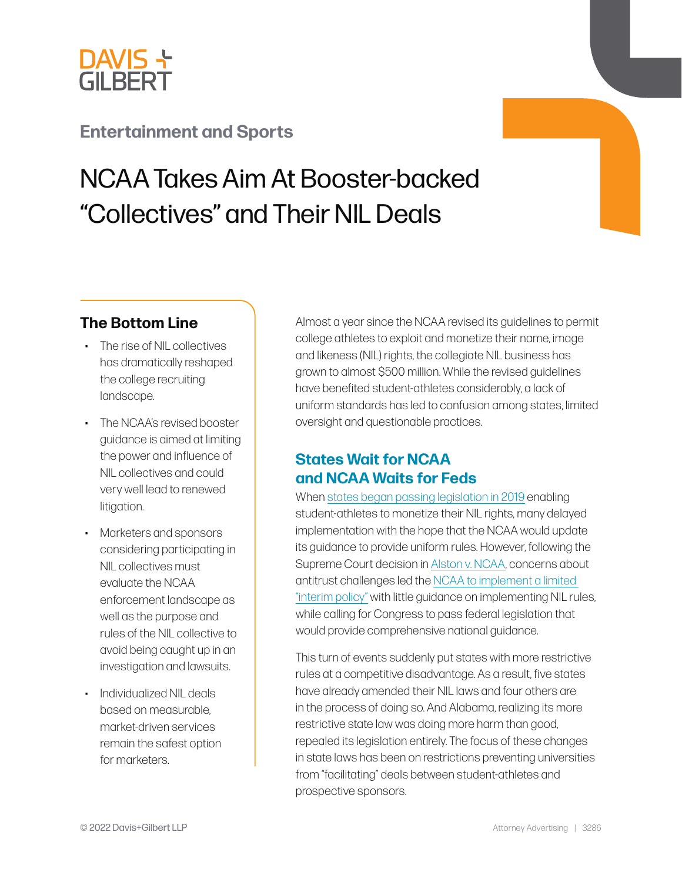DAVIS + GILBERT

## Entertainment and Sports

# NCAA Takes Aim At Booster-backed "Collectives" and Their NIL Deals

### The Bottom Line

- The rise of NIL collectives has dramatically reshaped the college recruiting landscape.
- The NCAA's revised booster guidance is aimed at limiting the power and influence of NIL collectives and could very well lead to renewed litigation.
- Marketers and sponsors considering participating in NIL collectives must evaluate the NCAA enforcement landscape as well as the purpose and rules of the NIL collective to avoid being caught up in an investigation and lawsuits.
- Individualized NIL deals based on measurable, market-driven services remain the safest option for marketers.

Almost a year since the NCAA revised its guidelines to permit college athletes to exploit and monetize their name, image and likeness (NIL) rights, the collegiate NIL business has grown to almost $500 million. While the revised guidelines have benefited student-athletes considerably, a lack of uniform standards has led to confusion among states, limited oversight and questionable practices.

## States Wait for NCAA and NCAA Waits for Feds

When states began passing legislation in 2019 enabling student-athletes to monetize their NIL rights, many delayed implementation with the hope that the NCAA would update its guidance to provide uniform rules. However, following the Supreme Court decision in Alston v. NCAA, concerns about antitrust challenges led the NCAA to implement a limited "interim policy" with little guidance on implementing NIL rules, while calling for Congress to pass federal legislation that would provide comprehensive national guidance.

This turn of events suddenly put states with more restrictive rules at a competitive disadvantage. As a result, five states have already amended their NIL laws and four others are in the process of doing so. And Alabama, realizing its more restrictive state law was doing more harm than good, repealed its legislation entirely. The focus of these changes in state laws has been on restrictions preventing universities from "facilitating" deals between student-athletes and prospective sponsors.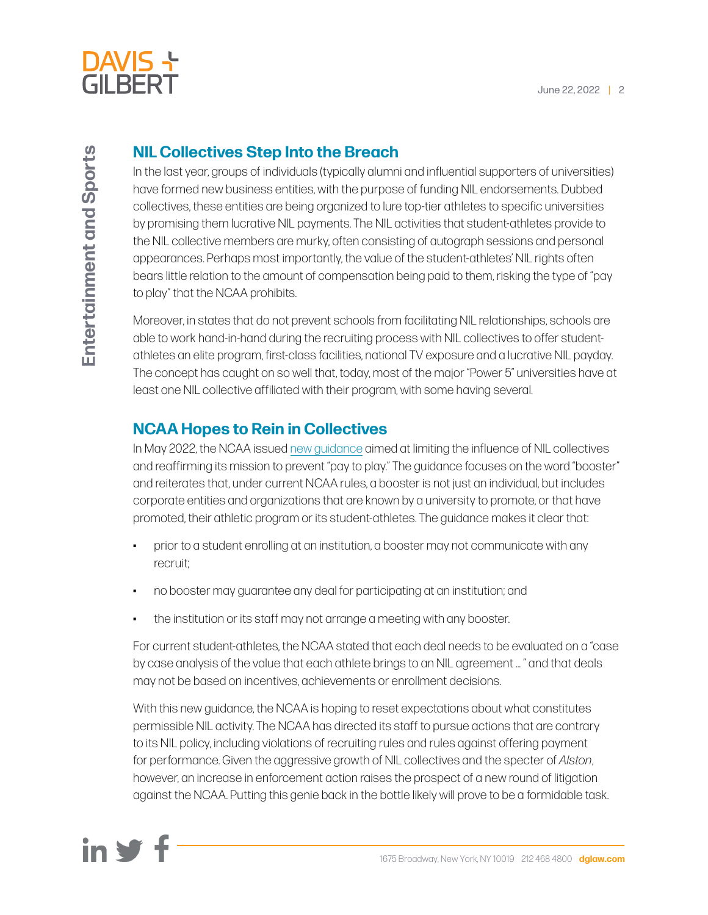## NIL Collectives Step Into the Breach

In the last year, groups of individuals (typically alumni and influential supporters of universities) have formed new business entities, with the purpose of funding NIL endorsements. Dubbed collectives, these entities are being organized to lure top-tier athletes to specific universities by promising them lucrative NIL payments. The NIL activities that student-athletes provide to the NIL collective members are murky, often consisting of autograph sessions and personal appearances. Perhaps most importantly, the value of the student-athletes' NIL rights often bears little relation to the amount of compensation being paid to them, risking the type of "pay to play" that the NCAA prohibits.

Moreover, in states that do not prevent schools from facilitating NIL relationships, schools are able to work hand-in-hand during the recruiting process with NIL collectives to offer student-athletes an elite program, first-class facilities, national TV exposure and a lucrative NIL payday. The concept has caught on so well that, today, most of the major "Power 5" universities have at least one NIL collective affiliated with their program, with some having several.

## NCAA Hopes to Rein in Collectives

In May 2022, the NCAA issued new guidance aimed at limiting the influence of NIL collectives and reaffirming its mission to prevent "pay to play." The guidance focuses on the word "booster" and reiterates that, under current NCAA rules, a booster is not just an individual, but includes corporate entities and organizations that are known by a university to promote, or that have promoted, their athletic program or its student-athletes. The guidance makes it clear that:

- prior to a student enrolling at an institution, a booster may not communicate with any recruit;
- no booster may guarantee any deal for participating at an institution; and
- the institution or its staff may not arrange a meeting with any booster.

For current student-athletes, the NCAA stated that each deal needs to be evaluated on a "case by case analysis of the value that each athlete brings to an NIL agreement ... " and that deals may not be based on incentives, achievements or enrollment decisions.

With this new guidance, the NCAA is hoping to reset expectations about what constitutes permissible NIL activity. The NCAA has directed its staff to pursue actions that are contrary to its NIL policy, including violations of recruiting rules and rules against offering payment for performance. Given the aggressive growth of NIL collectives and the specter of *Alston*, however, an increase in enforcement action raises the prospect of a new round of litigation against the NCAA. Putting this genie back in the bottle likely will prove to be a formidable task.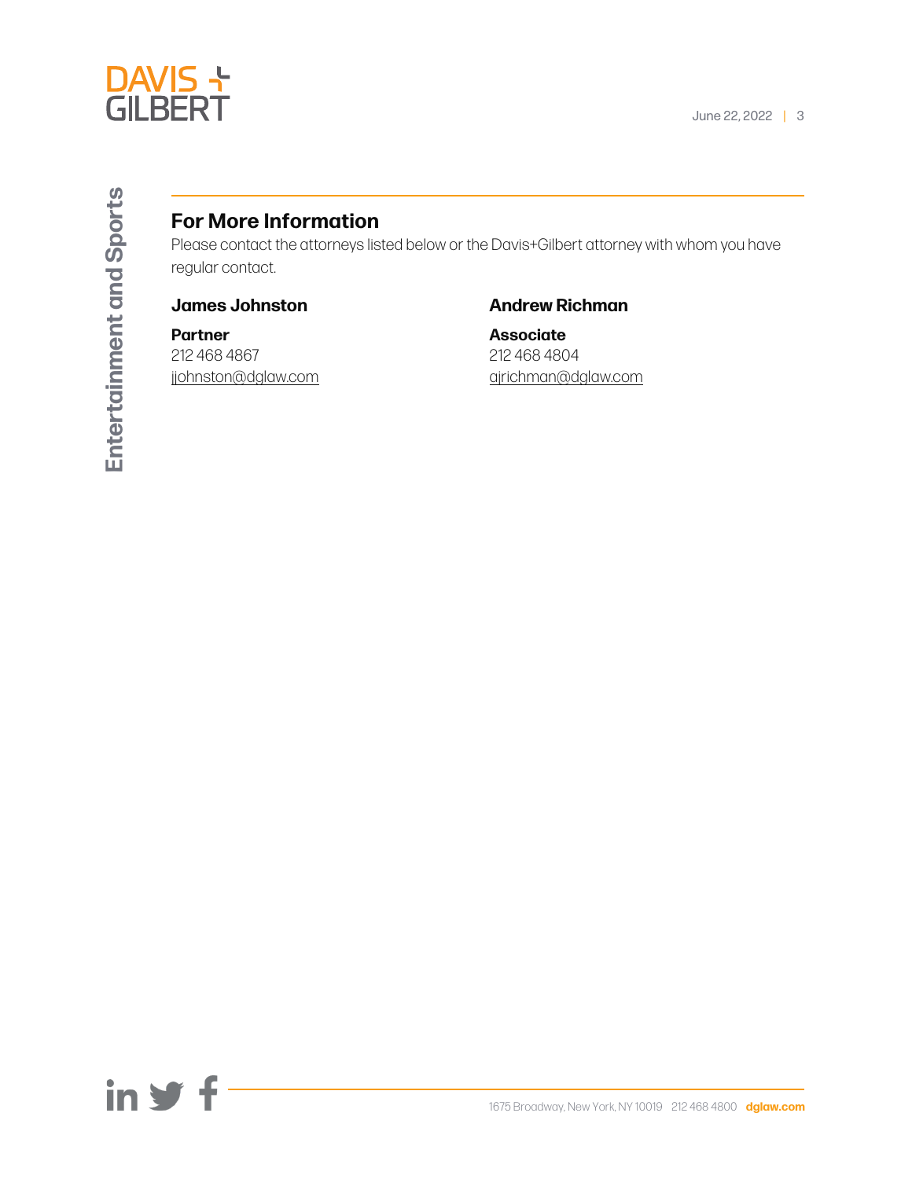## For More Information

Please contact the attorneys listed below or the Davis+Gilbert attorney with whom you have regular contact.

**James Johnston**

**Partner**
212 468 4867
jjohnston@dglaw.com

**Andrew Richman**

**Associate**
212 468 4804
ajrichman@dglaw.com